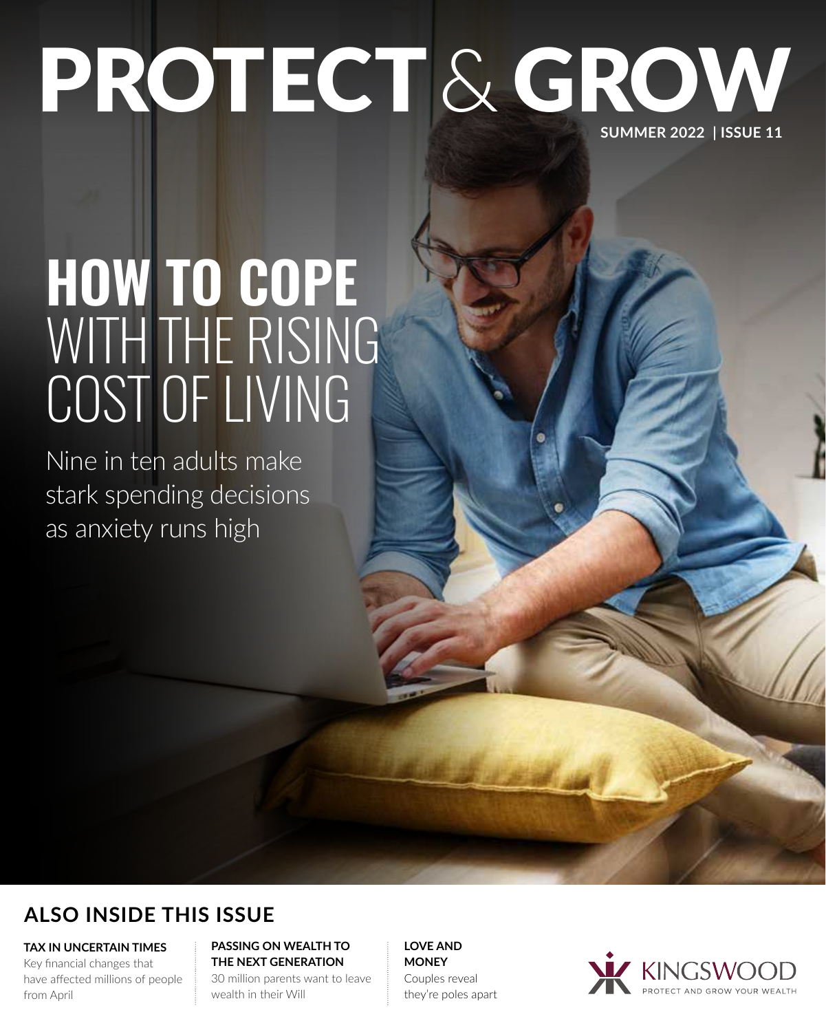# PROTECT & GROW

**SUMMER 2022 | ISSUE 11**

## HOW TO COPE WITH THE RISING COST OF LIVING

Nine in ten adults make stark spending decisions as anxiety runs high

## ALSO INSIDE THIS ISSUE

**TAX IN UNCERTAIN TIMES**
Key financial changes that have affected millions of people from April

**PASSING ON WEALTH TO THE NEXT GENERATION**
30 million parents want to leave wealth in their Will

**LOVE AND MONEY**
Couples reveal they're poles apart

KINGSWOOD
PROTECT AND GROW YOUR WEALTH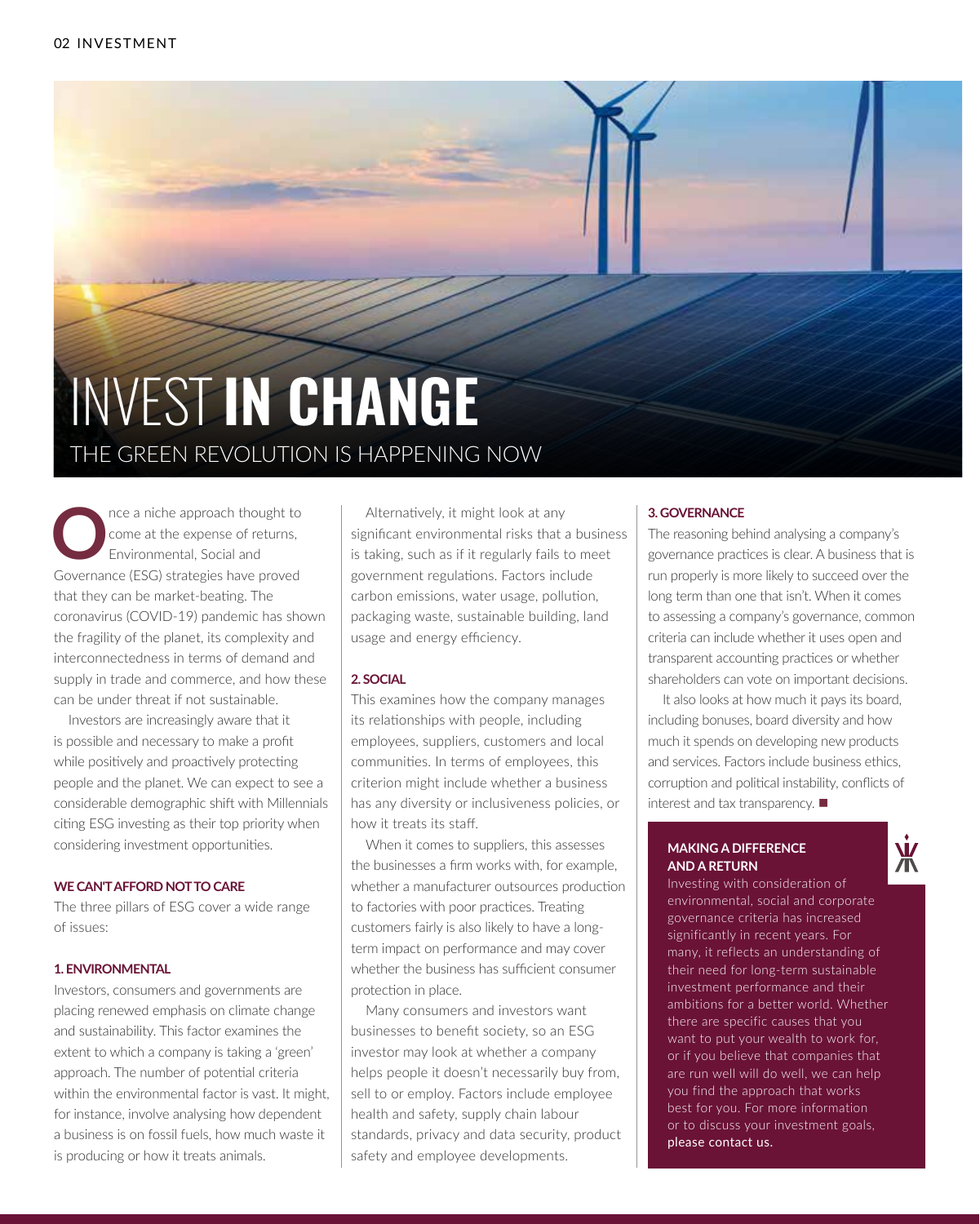# INVEST **IN CHANGE**

## THE GREEN REVOLUTION IS HAPPENING NOW

Once a niche approach thought to come at the expense of returns, Environmental, Social and Governance (ESG) strategies have proved that they can be market-beating. The coronavirus (COVID-19) pandemic has shown the fragility of the planet, its complexity and interconnectedness in terms of demand and supply in trade and commerce, and how these can be under threat if not sustainable.

Investors are increasingly aware that it is possible and necessary to make a profit while positively and proactively protecting people and the planet. We can expect to see a considerable demographic shift with Millennials citing ESG investing as their top priority when considering investment opportunities.

### WE CAN'T AFFORD NOT TO CARE

The three pillars of ESG cover a wide range of issues:

#### 1. ENVIRONMENTAL

Investors, consumers and governments are placing renewed emphasis on climate change and sustainability. This factor examines the extent to which a company is taking a 'green' approach. The number of potential criteria within the environmental factor is vast. It might, for instance, involve analysing how dependent a business is on fossil fuels, how much waste it is producing or how it treats animals.

Alternatively, it might look at any significant environmental risks that a business is taking, such as if it regularly fails to meet government regulations. Factors include carbon emissions, water usage, pollution, packaging waste, sustainable building, land usage and energy efficiency.

#### 2. SOCIAL

This examines how the company manages its relationships with people, including employees, suppliers, customers and local communities. In terms of employees, this criterion might include whether a business has any diversity or inclusiveness policies, or how it treats its staff.

When it comes to suppliers, this assesses the businesses a firm works with, for example, whether a manufacturer outsources production to factories with poor practices. Treating customers fairly is also likely to have a long-term impact on performance and may cover whether the business has sufficient consumer protection in place.

Many consumers and investors want businesses to benefit society, so an ESG investor may look at whether a company helps people it doesn't necessarily buy from, sell to or employ. Factors include employee health and safety, supply chain labour standards, privacy and data security, product safety and employee developments.

#### 3. GOVERNANCE

The reasoning behind analysing a company's governance practices is clear. A business that is run properly is more likely to succeed over the long term than one that isn't. When it comes to assessing a company's governance, common criteria can include whether it uses open and transparent accounting practices or whether shareholders can vote on important decisions.

It also looks at how much it pays its board, including bonuses, board diversity and how much it spends on developing new products and services. Factors include business ethics, corruption and political instability, conflicts of interest and tax transparency. ■

### MAKING A DIFFERENCE AND A RETURN

Investing with consideration of environmental, social and corporate governance criteria has increased significantly in recent years. For many, it reflects an understanding of their need for long-term sustainable investment performance and their ambitions for a better world. Whether there are specific causes that you want to put your wealth to work for, or if you believe that companies that are run well will do well, we can help you find the approach that works best for you. For more information or to discuss your investment goals, please contact us.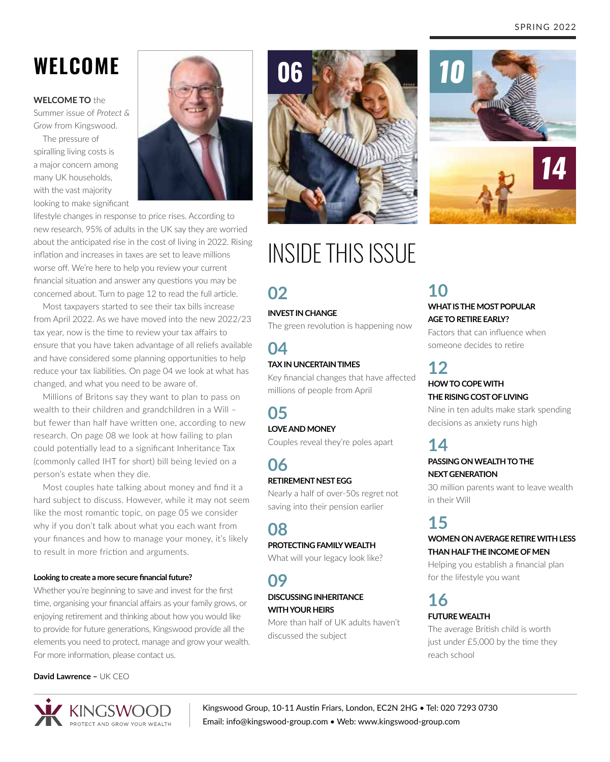# WELCOME

**WELCOME TO** the Summer issue of *Protect & Grow* from Kingswood.

The pressure of spiralling living costs is a major concern among many UK households, with the vast majority looking to make significant lifestyle changes in response to price rises. According to new research, 95% of adults in the UK say they are worried about the anticipated rise in the cost of living in 2022. Rising inflation and increases in taxes are set to leave millions worse off. We're here to help you review your current financial situation and answer any questions you may be concerned about. Turn to page 12 to read the full article.

Most taxpayers started to see their tax bills increase from April 2022. As we have moved into the new 2022/23 tax year, now is the time to review your tax affairs to ensure that you have taken advantage of all reliefs available and have considered some planning opportunities to help reduce your tax liabilities. On page 04 we look at what has changed, and what you need to be aware of.

Millions of Britons say they want to plan to pass on wealth to their children and grandchildren in a Will – but fewer than half have written one, according to new research. On page 08 we look at how failing to plan could potentially lead to a significant Inheritance Tax (commonly called IHT for short) bill being levied on a person's estate when they die.

Most couples hate talking about money and find it a hard subject to discuss. However, while it may not seem like the most romantic topic, on page 05 we consider why if you don't talk about what you each want from your finances and how to manage your money, it's likely to result in more friction and arguments.

**Looking to create a more secure financial future?**

Whether you're beginning to save and invest for the first time, organising your financial affairs as your family grows, or enjoying retirement and thinking about how you would like to provide for future generations, Kingswood provide all the elements you need to protect, manage and grow your wealth. For more information, please contact us.

**David Lawrence –** UK CEO

# INSIDE THIS ISSUE

**02**
**INVEST IN CHANGE**
The green revolution is happening now

**04**
**TAX IN UNCERTAIN TIMES**
Key financial changes that have affected millions of people from April

**05**
**LOVE AND MONEY**
Couples reveal they're poles apart

**06**
**RETIREMENT NEST EGG**
Nearly a half of over-50s regret not saving into their pension earlier

**08**
**PROTECTING FAMILY WEALTH**
What will your legacy look like?

**09**
**DISCUSSING INHERITANCE WITH YOUR HEIRS**
More than half of UK adults haven't discussed the subject

**10**
**WHAT IS THE MOST POPULAR AGE TO RETIRE EARLY?**
Factors that can influence when someone decides to retire

**12**
**HOW TO COPE WITH THE RISING COST OF LIVING**
Nine in ten adults make stark spending decisions as anxiety runs high

**14**
**PASSING ON WEALTH TO THE NEXT GENERATION**
30 million parents want to leave wealth in their Will

**15**
**WOMEN ON AVERAGE RETIRE WITH LESS THAN HALF THE INCOME OF MEN**
Helping you establish a financial plan for the lifestyle you want

**16**
**FUTURE WEALTH**
The average British child is worth just under £5,000 by the time they reach school

KINGSWOOD — PROTECT AND GROW YOUR WEALTH

Kingswood Group, 10-11 Austin Friars, London, EC2N 2HG • Tel: 020 7293 0730
Email: info@kingswood-group.com • Web: www.kingswood-group.com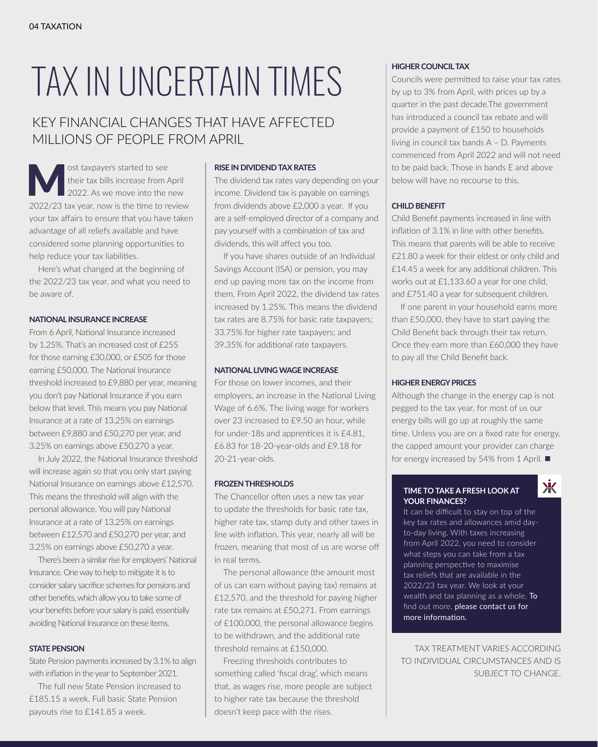# TAX IN UNCERTAIN TIMES

## KEY FINANCIAL CHANGES THAT HAVE AFFECTED MILLIONS OF PEOPLE FROM APRIL

Most taxpayers started to see their tax bills increase from April 2022. As we move into the new 2022/23 tax year, now is the time to review your tax affairs to ensure that you have taken advantage of all reliefs available and have considered some planning opportunities to help reduce your tax liabilities.

Here's what changed at the beginning of the 2022/23 tax year, and what you need to be aware of.

### NATIONAL INSURANCE INCREASE

From 6 April, National Insurance increased by 1.25%. That's an increased cost of £255 for those earning £30,000, or £505 for those earning £50,000. The National Insurance threshold increased to £9,880 per year, meaning you don't pay National Insurance if you earn below that level. This means you pay National Insurance at a rate of 13.25% on earnings between £9,880 and £50,270 per year, and 3.25% on earnings above £50,270 a year.

In July 2022, the National Insurance threshold will increase again so that you only start paying National Insurance on earnings above £12,570. This means the threshold will align with the personal allowance. You will pay National Insurance at a rate of 13.25% on earnings between £12,570 and £50,270 per year, and 3.25% on earnings above £50,270 a year.

There's been a similar rise for employers' National Insurance. One way to help to mitigate it is to consider salary sacrifice schemes for pensions and other benefits, which allow you to take some of your benefits before your salary is paid, essentially avoiding National Insurance on these items.

### STATE PENSION

State Pension payments increased by 3.1% to align with inflation in the year to September 2021.

The full new State Pension increased to £185.15 a week. Full basic State Pension payouts rise to £141.85 a week.

### RISE IN DIVIDEND TAX RATES

The dividend tax rates vary depending on your income. Dividend tax is payable on earnings from dividends above £2,000 a year. If you are a self-employed director of a company and pay yourself with a combination of tax and dividends, this will affect you too.

If you have shares outside of an Individual Savings Account (ISA) or pension, you may end up paying more tax on the income from them. From April 2022, the dividend tax rates increased by 1.25%. This means the dividend tax rates are 8.75% for basic rate taxpayers; 33.75% for higher rate taxpayers; and 39.35% for additional rate taxpayers.

### NATIONAL LIVING WAGE INCREASE

For those on lower incomes, and their employers, an increase in the National Living Wage of 6.6%. The living wage for workers over 23 increased to £9.50 an hour, while for under-18s and apprentices it is £4.81, £6.83 for 18-20-year-olds and £9.18 for 20-21-year-olds.

### FROZEN THRESHOLDS

The Chancellor often uses a new tax year to update the thresholds for basic rate tax, higher rate tax, stamp duty and other taxes in line with inflation. This year, nearly all will be frozen, meaning that most of us are worse off in real terms.

The personal allowance (the amount most of us can earn without paying tax) remains at £12,570, and the threshold for paying higher rate tax remains at £50,271. From earnings of £100,000, the personal allowance begins to be withdrawn, and the additional rate threshold remains at £150,000.

Freezing thresholds contributes to something called 'fiscal drag', which means that, as wages rise, more people are subject to higher rate tax because the threshold doesn't keep pace with the rises.

### HIGHER COUNCIL TAX

Councils were permitted to raise your tax rates by up to 3% from April, with prices up by a quarter in the past decade.The government has introduced a council tax rebate and will provide a payment of £150 to households living in council tax bands A – D. Payments commenced from April 2022 and will not need to be paid back. Those in bands E and above below will have no recourse to this.

### CHILD BENEFIT

Child Benefit payments increased in line with inflation of 3.1% in line with other benefits. This means that parents will be able to receive £21.80 a week for their eldest or only child and £14.45 a week for any additional children. This works out at £1,133.60 a year for one child, and £751.40 a year for subsequent children.

If one parent in your household earns more than £50,000, they have to start paying the Child Benefit back through their tax return. Once they earn more than £60,000 they have to pay all the Child Benefit back.

### HIGHER ENERGY PRICES

Although the change in the energy cap is not pegged to the tax year, for most of us our energy bills will go up at roughly the same time. Unless you are on a fixed rate for energy, the capped amount your provider can charge for energy increased by 54% from 1 April. ■

**TIME TO TAKE A FRESH LOOK AT YOUR FINANCES?**

It can be difficult to stay on top of the key tax rates and allowances amid day-to-day living. With taxes increasing from April 2022, you need to consider what steps you can take from a tax planning perspective to maximise tax reliefs that are available in the 2022/23 tax year. We look at your wealth and tax planning as a whole. To find out more, please contact us for more information.

TAX TREATMENT VARIES ACCORDING TO INDIVIDUAL CIRCUMSTANCES AND IS SUBJECT TO CHANGE.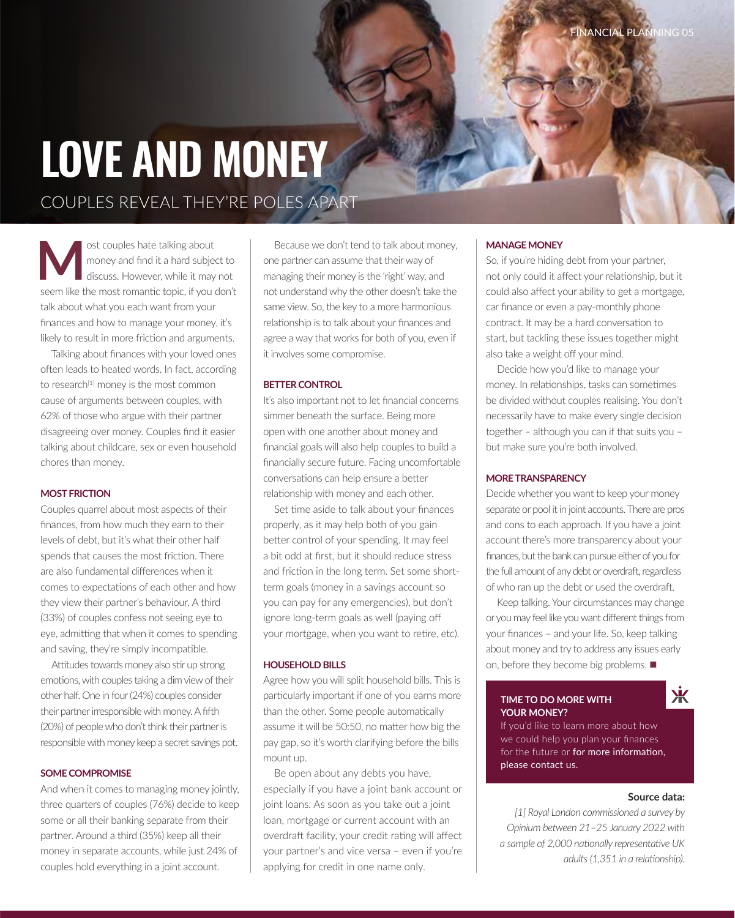# LOVE AND MONEY

## COUPLES REVEAL THEY'RE POLES APART

Most couples hate talking about money and find it a hard subject to discuss. However, while it may not seem like the most romantic topic, if you don't talk about what you each want from your finances and how to manage your money, it's likely to result in more friction and arguments.

Talking about finances with your loved ones often leads to heated words. In fact, according to research[1] money is the most common cause of arguments between couples, with 62% of those who argue with their partner disagreeing over money. Couples find it easier talking about childcare, sex or even household chores than money.

### MOST FRICTION

Couples quarrel about most aspects of their finances, from how much they earn to their levels of debt, but it's what their other half spends that causes the most friction. There are also fundamental differences when it comes to expectations of each other and how they view their partner's behaviour. A third (33%) of couples confess not seeing eye to eye, admitting that when it comes to spending and saving, they're simply incompatible.

Attitudes towards money also stir up strong emotions, with couples taking a dim view of their other half. One in four (24%) couples consider their partner irresponsible with money. A fifth (20%) of people who don't think their partner is responsible with money keep a secret savings pot.

### SOME COMPROMISE

And when it comes to managing money jointly, three quarters of couples (76%) decide to keep some or all their banking separate from their partner. Around a third (35%) keep all their money in separate accounts, while just 24% of couples hold everything in a joint account.

Because we don't tend to talk about money, one partner can assume that their way of managing their money is the 'right' way, and not understand why the other doesn't take the same view. So, the key to a more harmonious relationship is to talk about your finances and agree a way that works for both of you, even if it involves some compromise.

### BETTER CONTROL

It's also important not to let financial concerns simmer beneath the surface. Being more open with one another about money and financial goals will also help couples to build a financially secure future. Facing uncomfortable conversations can help ensure a better relationship with money and each other.

Set time aside to talk about your finances properly, as it may help both of you gain better control of your spending. It may feel a bit odd at first, but it should reduce stress and friction in the long term. Set some short-term goals (money in a savings account so you can pay for any emergencies), but don't ignore long-term goals as well (paying off your mortgage, when you want to retire, etc).

### HOUSEHOLD BILLS

Agree how you will split household bills. This is particularly important if one of you earns more than the other. Some people automatically assume it will be 50:50, no matter how big the pay gap, so it's worth clarifying before the bills mount up.

Be open about any debts you have, especially if you have a joint bank account or joint loans. As soon as you take out a joint loan, mortgage or current account with an overdraft facility, your credit rating will affect your partner's and vice versa – even if you're applying for credit in one name only.

### MANAGE MONEY

So, if you're hiding debt from your partner, not only could it affect your relationship, but it could also affect your ability to get a mortgage, car finance or even a pay-monthly phone contract. It may be a hard conversation to start, but tackling these issues together might also take a weight off your mind.

Decide how you'd like to manage your money. In relationships, tasks can sometimes be divided without couples realising. You don't necessarily have to make every single decision together – although you can if that suits you – but make sure you're both involved.

### MORE TRANSPARENCY

Decide whether you want to keep your money separate or pool it in joint accounts. There are pros and cons to each approach. If you have a joint account there's more transparency about your finances, but the bank can pursue either of you for the full amount of any debt or overdraft, regardless of who ran up the debt or used the overdraft.

Keep talking. Your circumstances may change or you may feel like you want different things from your finances – and your life. So, keep talking about money and try to address any issues early on, before they become big problems. ■

**TIME TO DO MORE WITH YOUR MONEY?**

If you'd like to learn more about how we could help you plan your finances for the future or for more information, please contact us.

**Source data:**

*[1] Royal London commissioned a survey by Opinium between 21–25 January 2022 with a sample of 2,000 nationally representative UK adults (1,351 in a relationship).*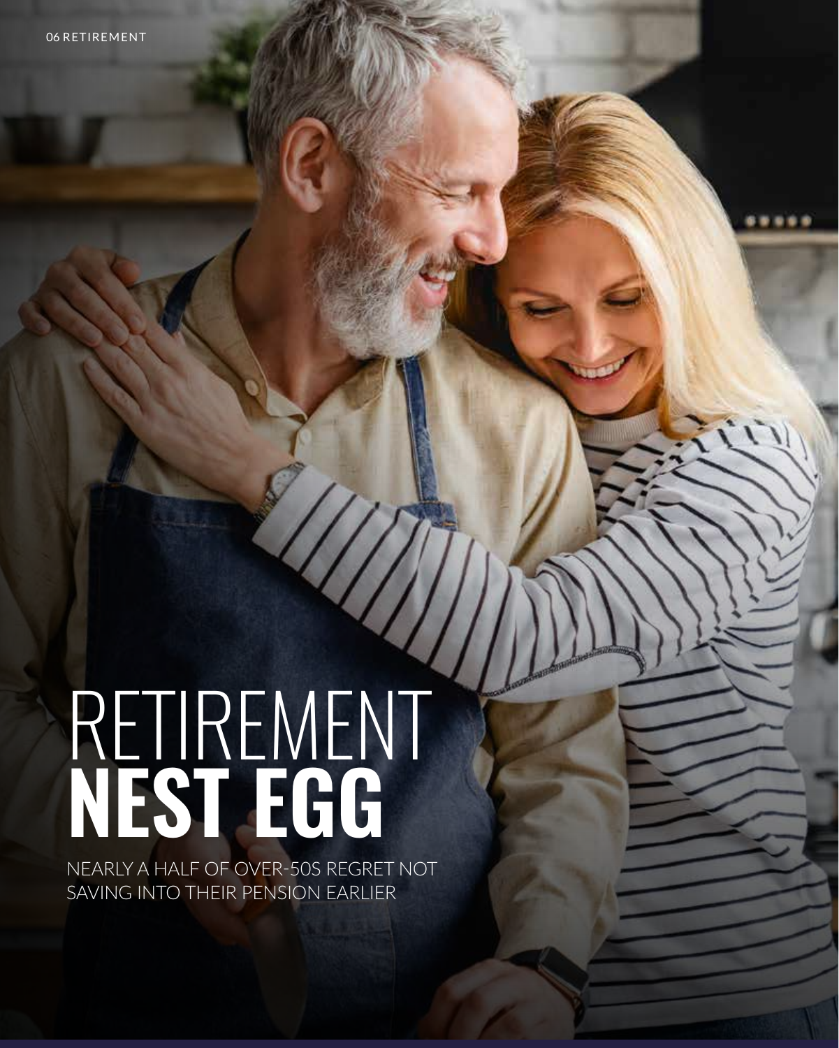# RETIREMENT **NEST EGG**

NEARLY A HALF OF OVER-50S REGRET NOT SAVING INTO THEIR PENSION EARLIER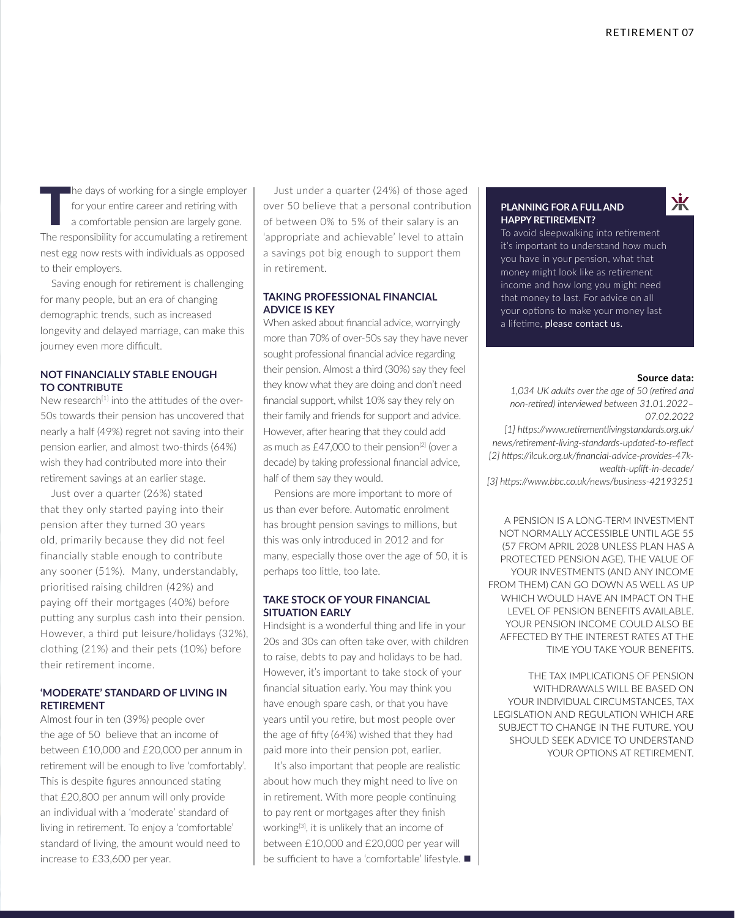The days of working for a single employer for your entire career and retiring with a comfortable pension are largely gone. The responsibility for accumulating a retirement nest egg now rests with individuals as opposed to their employers.

Saving enough for retirement is challenging for many people, but an era of changing demographic trends, such as increased longevity and delayed marriage, can make this journey even more difficult.

## NOT FINANCIALLY STABLE ENOUGH TO CONTRIBUTE

New research[1] into the attitudes of the over-50s towards their pension has uncovered that nearly a half (49%) regret not saving into their pension earlier, and almost two-thirds (64%) wish they had contributed more into their retirement savings at an earlier stage.

Just over a quarter (26%) stated that they only started paying into their pension after they turned 30 years old, primarily because they did not feel financially stable enough to contribute any sooner (51%). Many, understandably, prioritised raising children (42%) and paying off their mortgages (40%) before putting any surplus cash into their pension. However, a third put leisure/holidays (32%), clothing (21%) and their pets (10%) before their retirement income.

## 'MODERATE' STANDARD OF LIVING IN RETIREMENT

Almost four in ten (39%) people over the age of 50 believe that an income of between £10,000 and £20,000 per annum in retirement will be enough to live 'comfortably'. This is despite figures announced stating that £20,800 per annum will only provide an individual with a 'moderate' standard of living in retirement. To enjoy a 'comfortable' standard of living, the amount would need to increase to £33,600 per year.

Just under a quarter (24%) of those aged over 50 believe that a personal contribution of between 0% to 5% of their salary is an 'appropriate and achievable' level to attain a savings pot big enough to support them in retirement.

## TAKING PROFESSIONAL FINANCIAL ADVICE IS KEY

When asked about financial advice, worryingly more than 70% of over-50s say they have never sought professional financial advice regarding their pension. Almost a third (30%) say they feel they know what they are doing and don't need financial support, whilst 10% say they rely on their family and friends for support and advice. However, after hearing that they could add as much as £47,000 to their pension[2] (over a decade) by taking professional financial advice, half of them say they would.

Pensions are more important to more of us than ever before. Automatic enrolment has brought pension savings to millions, but this was only introduced in 2012 and for many, especially those over the age of 50, it is perhaps too little, too late.

## TAKE STOCK OF YOUR FINANCIAL SITUATION EARLY

Hindsight is a wonderful thing and life in your 20s and 30s can often take over, with children to raise, debts to pay and holidays to be had. However, it's important to take stock of your financial situation early. You may think you have enough spare cash, or that you have years until you retire, but most people over the age of fifty (64%) wished that they had paid more into their pension pot, earlier.

It's also important that people are realistic about how much they might need to live on in retirement. With more people continuing to pay rent or mortgages after they finish working[3], it is unlikely that an income of between £10,000 and £20,000 per year will be sufficient to have a 'comfortable' lifestyle. ■

**PLANNING FOR A FULL AND HAPPY RETIREMENT?**

To avoid sleepwalking into retirement it's important to understand how much you have in your pension, what that money might look like as retirement income and how long you might need that money to last. For advice on all your options to make your money last a lifetime, please contact us.

**Source data:**

*1,034 UK adults over the age of 50 (retired and non-retired) interviewed between 31.01.2022–07.02.2022*

*[1] https://www.retirementlivingstandards.org.uk/news/retirement-living-standards-updated-to-reflect*

*[2] https://ilcuk.org.uk/financial-advice-provides-47k-wealth-uplift-in-decade/*

*[3] https://www.bbc.co.uk/news/business-42193251*

A PENSION IS A LONG-TERM INVESTMENT NOT NORMALLY ACCESSIBLE UNTIL AGE 55 (57 FROM APRIL 2028 UNLESS PLAN HAS A PROTECTED PENSION AGE). THE VALUE OF YOUR INVESTMENTS (AND ANY INCOME FROM THEM) CAN GO DOWN AS WELL AS UP WHICH WOULD HAVE AN IMPACT ON THE LEVEL OF PENSION BENEFITS AVAILABLE. YOUR PENSION INCOME COULD ALSO BE AFFECTED BY THE INTEREST RATES AT THE TIME YOU TAKE YOUR BENEFITS.

THE TAX IMPLICATIONS OF PENSION WITHDRAWALS WILL BE BASED ON YOUR INDIVIDUAL CIRCUMSTANCES, TAX LEGISLATION AND REGULATION WHICH ARE SUBJECT TO CHANGE IN THE FUTURE. YOU SHOULD SEEK ADVICE TO UNDERSTAND YOUR OPTIONS AT RETIREMENT.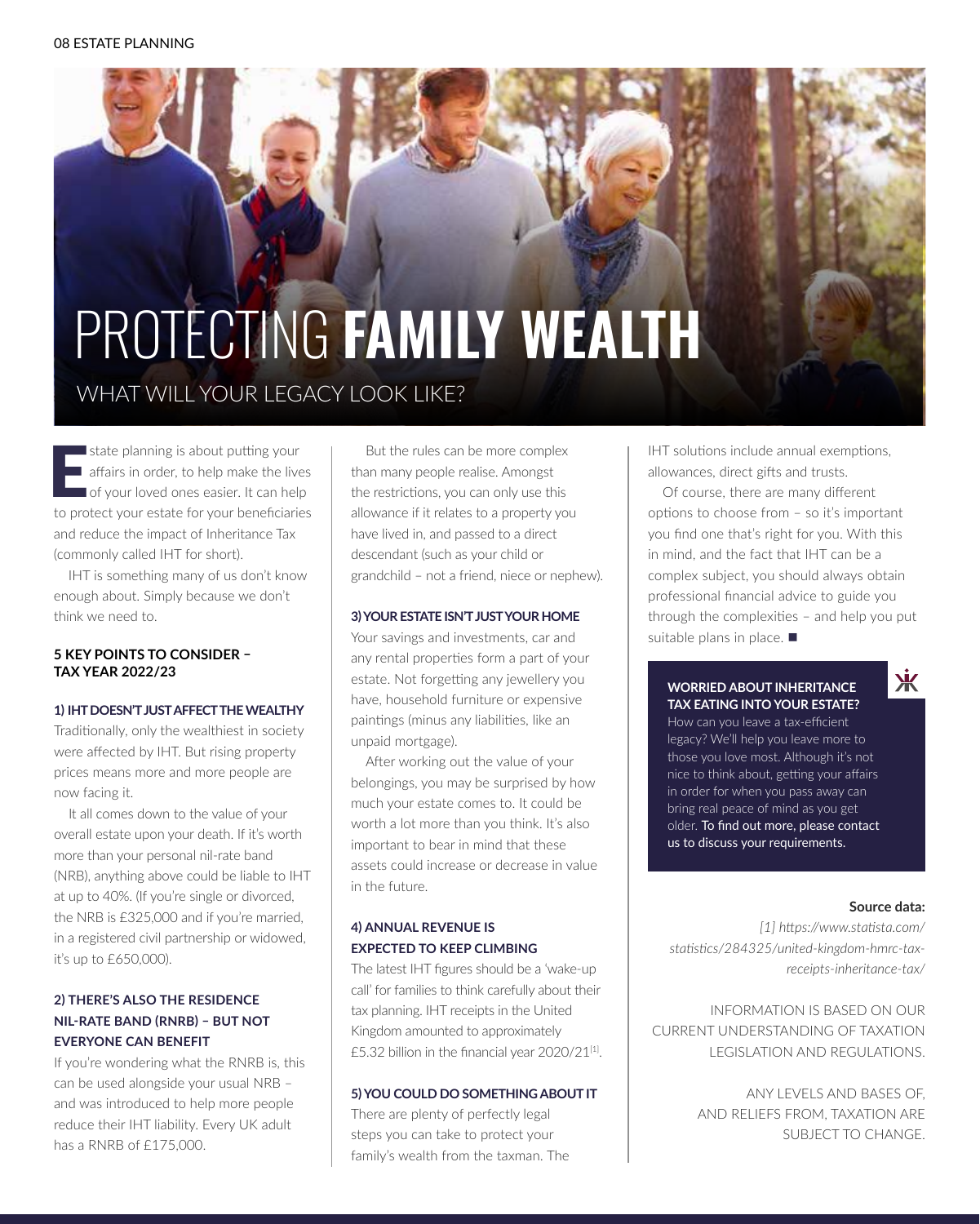# PROTECTING **FAMILY WEALTH**

## WHAT WILL YOUR LEGACY LOOK LIKE?

Estate planning is about putting your affairs in order, to help make the lives of your loved ones easier. It can help to protect your estate for your beneficiaries and reduce the impact of Inheritance Tax (commonly called IHT for short).

IHT is something many of us don't know enough about. Simply because we don't think we need to.

### 5 KEY POINTS TO CONSIDER – TAX YEAR 2022/23

#### 1) IHT DOESN'T JUST AFFECT THE WEALTHY

Traditionally, only the wealthiest in society were affected by IHT. But rising property prices means more and more people are now facing it.

It all comes down to the value of your overall estate upon your death. If it's worth more than your personal nil-rate band (NRB), anything above could be liable to IHT at up to 40%. (If you're single or divorced, the NRB is £325,000 and if you're married, in a registered civil partnership or widowed, it's up to £650,000).

#### 2) THERE'S ALSO THE RESIDENCE NIL-RATE BAND (RNRB) – BUT NOT EVERYONE CAN BENEFIT

If you're wondering what the RNRB is, this can be used alongside your usual NRB – and was introduced to help more people reduce their IHT liability. Every UK adult has a RNRB of £175,000.

But the rules can be more complex than many people realise. Amongst the restrictions, you can only use this allowance if it relates to a property you have lived in, and passed to a direct descendant (such as your child or grandchild – not a friend, niece or nephew).

#### 3) YOUR ESTATE ISN'T JUST YOUR HOME

Your savings and investments, car and any rental properties form a part of your estate. Not forgetting any jewellery you have, household furniture or expensive paintings (minus any liabilities, like an unpaid mortgage).

After working out the value of your belongings, you may be surprised by how much your estate comes to. It could be worth a lot more than you think. It's also important to bear in mind that these assets could increase or decrease in value in the future.

#### 4) ANNUAL REVENUE IS EXPECTED TO KEEP CLIMBING

The latest IHT figures should be a 'wake-up call' for families to think carefully about their tax planning. IHT receipts in the United Kingdom amounted to approximately £5.32 billion in the financial year 2020/21[1].

#### 5) YOU COULD DO SOMETHING ABOUT IT

There are plenty of perfectly legal steps you can take to protect your family's wealth from the taxman. The IHT solutions include annual exemptions, allowances, direct gifts and trusts.

Of course, there are many different options to choose from – so it's important you find one that's right for you. With this in mind, and the fact that IHT can be a complex subject, you should always obtain professional financial advice to guide you through the complexities – and help you put suitable plans in place. ■

**WORRIED ABOUT INHERITANCE TAX EATING INTO YOUR ESTATE?**

How can you leave a tax-efficient legacy? We'll help you leave more to those you love most. Although it's not nice to think about, getting your affairs in order for when you pass away can bring real peace of mind as you get older. To find out more, please contact us to discuss your requirements.

**Source data:**

*[1] https://www.statista.com/statistics/284325/united-kingdom-hmrc-tax-receipts-inheritance-tax/*

INFORMATION IS BASED ON OUR CURRENT UNDERSTANDING OF TAXATION LEGISLATION AND REGULATIONS.

ANY LEVELS AND BASES OF, AND RELIEFS FROM, TAXATION ARE SUBJECT TO CHANGE.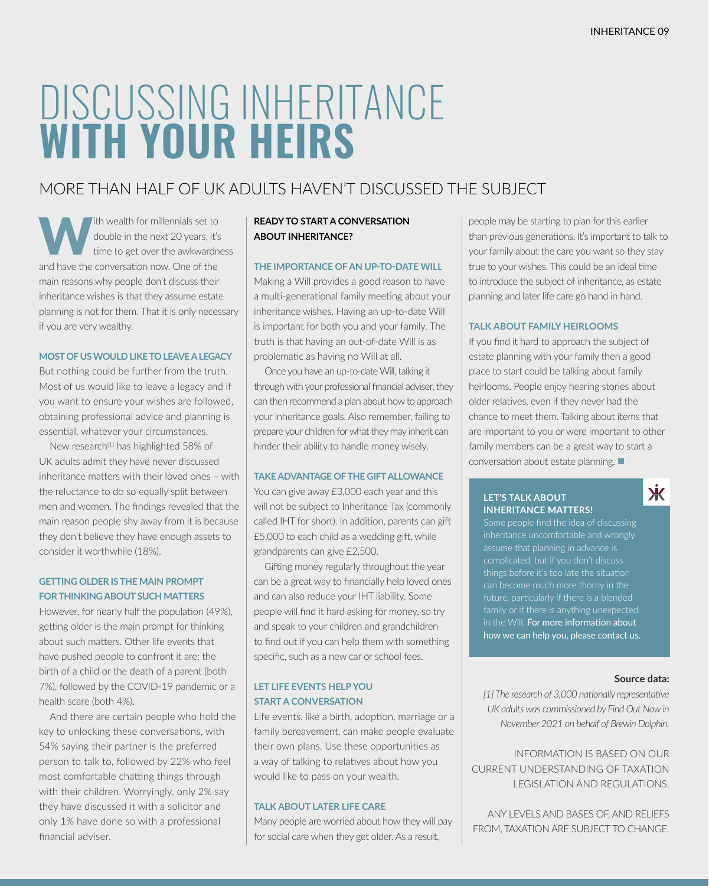# DISCUSSING INHERITANCE **WITH YOUR HEIRS**

## MORE THAN HALF OF UK ADULTS HAVEN'T DISCUSSED THE SUBJECT

With wealth for millennials set to double in the next 20 years, it's time to get over the awkwardness and have the conversation now. One of the main reasons why people don't discuss their inheritance wishes is that they assume estate planning is not for them. That it is only necessary if you are very wealthy.

### MOST OF US WOULD LIKE TO LEAVE A LEGACY

But nothing could be further from the truth. Most of us would like to leave a legacy and if you want to ensure your wishes are followed, obtaining professional advice and planning is essential, whatever your circumstances.

New research[1] has highlighted 58% of UK adults admit they have never discussed inheritance matters with their loved ones – with the reluctance to do so equally split between men and women. The findings revealed that the main reason people shy away from it is because they don't believe they have enough assets to consider it worthwhile (18%).

### GETTING OLDER IS THE MAIN PROMPT FOR THINKING ABOUT SUCH MATTERS

However, for nearly half the population (49%), getting older is the main prompt for thinking about such matters. Other life events that have pushed people to confront it are: the birth of a child or the death of a parent (both 7%), followed by the COVID-19 pandemic or a health scare (both 4%).

And there are certain people who hold the key to unlocking these conversations, with 54% saying their partner is the preferred person to talk to, followed by 22% who feel most comfortable chatting things through with their children. Worryingly, only 2% say they have discussed it with a solicitor and only 1% have done so with a professional financial adviser.

### READY TO START A CONVERSATION ABOUT INHERITANCE?

### THE IMPORTANCE OF AN UP-TO-DATE WILL

Making a Will provides a good reason to have a multi-generational family meeting about your inheritance wishes. Having an up-to-date Will is important for both you and your family. The truth is that having an out-of-date Will is as problematic as having no Will at all.

Once you have an up-to-date Will, talking it through with your professional financial adviser, they can then recommend a plan about how to approach your inheritance goals. Also remember, failing to prepare your children for what they may inherit can hinder their ability to handle money wisely.

### TAKE ADVANTAGE OF THE GIFT ALLOWANCE

You can give away £3,000 each year and this will not be subject to Inheritance Tax (commonly called IHT for short). In addition, parents can gift £5,000 to each child as a wedding gift, while grandparents can give £2,500.

Gifting money regularly throughout the year can be a great way to financially help loved ones and can also reduce your IHT liability. Some people will find it hard asking for money, so try and speak to your children and grandchildren to find out if you can help them with something specific, such as a new car or school fees.

### LET LIFE EVENTS HELP YOU START A CONVERSATION

Life events, like a birth, adoption, marriage or a family bereavement, can make people evaluate their own plans. Use these opportunities as a way of talking to relatives about how you would like to pass on your wealth.

### TALK ABOUT LATER LIFE CARE

Many people are worried about how they will pay for social care when they get older. As a result, people may be starting to plan for this earlier than previous generations. It's important to talk to your family about the care you want so they stay true to your wishes. This could be an ideal time to introduce the subject of inheritance, as estate planning and later life care go hand in hand.

### TALK ABOUT FAMILY HEIRLOOMS

If you find it hard to approach the subject of estate planning with your family then a good place to start could be talking about family heirlooms. People enjoy hearing stories about older relatives, even if they never had the chance to meet them. Talking about items that are important to you or were important to other family members can be a great way to start a conversation about estate planning. ■

**LET'S TALK ABOUT INHERITANCE MATTERS!**

Some people find the idea of discussing inheritance uncomfortable and wrongly assume that planning in advance is complicated, but if you don't discuss things before it's too late the situation can become much more thorny in the future, particularly if there is a blended family or if there is anything unexpected in the Will. For more information about how we can help you, please contact us.

**Source data:**

*[1] The research of 3,000 nationally representative UK adults was commissioned by Find Out Now in November 2021 on behalf of Brewin Dolphin.*

INFORMATION IS BASED ON OUR CURRENT UNDERSTANDING OF TAXATION LEGISLATION AND REGULATIONS.

ANY LEVELS AND BASES OF, AND RELIEFS FROM, TAXATION ARE SUBJECT TO CHANGE.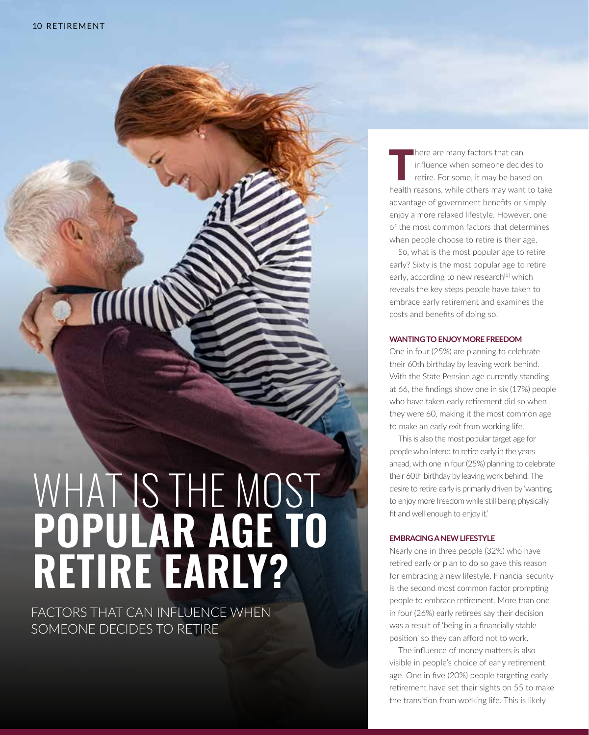# WHAT IS THE MOST **POPULAR AGE TO RETIRE EARLY?**

## FACTORS THAT CAN INFLUENCE WHEN SOMEONE DECIDES TO RETIRE

There are many factors that can influence when someone decides to retire. For some, it may be based on health reasons, while others may want to take advantage of government benefits or simply enjoy a more relaxed lifestyle. However, one of the most common factors that determines when people choose to retire is their age.

So, what is the most popular age to retire early? Sixty is the most popular age to retire early, according to new research[1] which reveals the key steps people have taken to embrace early retirement and examines the costs and benefits of doing so.

### WANTING TO ENJOY MORE FREEDOM

One in four (25%) are planning to celebrate their 60th birthday by leaving work behind. With the State Pension age currently standing at 66, the findings show one in six (17%) people who have taken early retirement did so when they were 60, making it the most common age to make an early exit from working life.

This is also the most popular target age for people who intend to retire early in the years ahead, with one in four (25%) planning to celebrate their 60th birthday by leaving work behind. The desire to retire early is primarily driven by 'wanting to enjoy more freedom while still being physically fit and well enough to enjoy it.'

### EMBRACING A NEW LIFESTYLE

Nearly one in three people (32%) who have retired early or plan to do so gave this reason for embracing a new lifestyle. Financial security is the second most common factor prompting people to embrace retirement. More than one in four (26%) early retirees say their decision was a result of 'being in a financially stable position' so they can afford not to work.

The influence of money matters is also visible in people's choice of early retirement age. One in five (20%) people targeting early retirement have set their sights on 55 to make the transition from working life. This is likely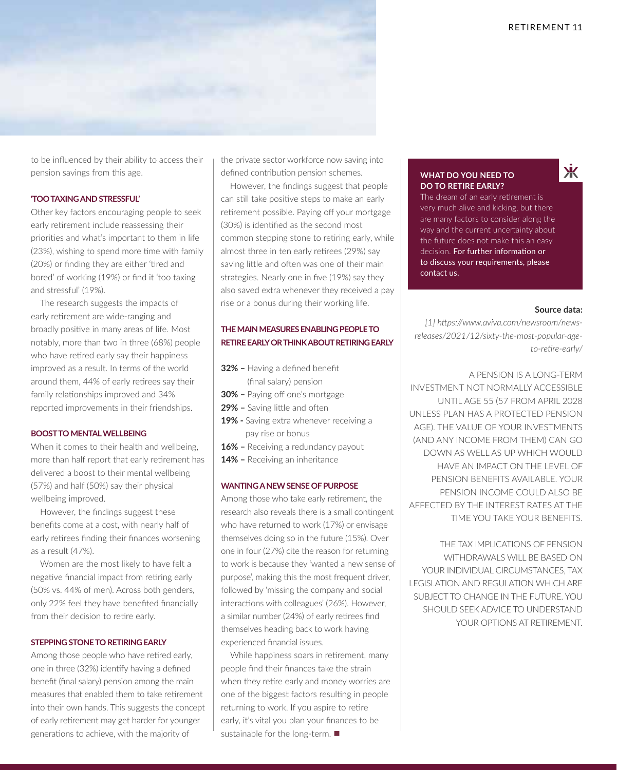to be influenced by their ability to access their pension savings from this age.

#### 'TOO TAXING AND STRESSFUL'

Other key factors encouraging people to seek early retirement include reassessing their priorities and what's important to them in life (23%), wishing to spend more time with family (20%) or finding they are either 'tired and bored' of working (19%) or find it 'too taxing and stressful' (19%).

The research suggests the impacts of early retirement are wide-ranging and broadly positive in many areas of life. Most notably, more than two in three (68%) people who have retired early say their happiness improved as a result. In terms of the world around them, 44% of early retirees say their family relationships improved and 34% reported improvements in their friendships.

#### BOOST TO MENTAL WELLBEING

When it comes to their health and wellbeing, more than half report that early retirement has delivered a boost to their mental wellbeing (57%) and half (50%) say their physical wellbeing improved.

However, the findings suggest these benefits come at a cost, with nearly half of early retirees finding their finances worsening as a result (47%).

Women are the most likely to have felt a negative financial impact from retiring early (50% vs. 44% of men). Across both genders, only 22% feel they have benefited financially from their decision to retire early.

#### STEPPING STONE TO RETIRING EARLY

Among those people who have retired early, one in three (32%) identify having a defined benefit (final salary) pension among the main measures that enabled them to take retirement into their own hands. This suggests the concept of early retirement may get harder for younger generations to achieve, with the majority of the private sector workforce now saving into defined contribution pension schemes.

However, the findings suggest that people can still take positive steps to make an early retirement possible. Paying off your mortgage (30%) is identified as the second most common stepping stone to retiring early, while almost three in ten early retirees (29%) say saving little and often was one of their main strategies. Nearly one in five (19%) say they also saved extra whenever they received a pay rise or a bonus during their working life.

#### THE MAIN MEASURES ENABLING PEOPLE TO RETIRE EARLY OR THINK ABOUT RETIRING EARLY

- **32% –** Having a defined benefit (final salary) pension
- **30% –** Paying off one's mortgage
- **29% –** Saving little and often
- **19% -** Saving extra whenever receiving a pay rise or bonus
- **16% –** Receiving a redundancy payout
- **14% –** Receiving an inheritance

#### WANTING A NEW SENSE OF PURPOSE

Among those who take early retirement, the research also reveals there is a small contingent who have returned to work (17%) or envisage themselves doing so in the future (15%). Over one in four (27%) cite the reason for returning to work is because they 'wanted a new sense of purpose', making this the most frequent driver, followed by 'missing the company and social interactions with colleagues' (26%). However, a similar number (24%) of early retirees find themselves heading back to work having experienced financial issues.

While happiness soars in retirement, many people find their finances take the strain when they retire early and money worries are one of the biggest factors resulting in people returning to work. If you aspire to retire early, it's vital you plan your finances to be sustainable for the long-term. ■

#### WHAT DO YOU NEED TO DO TO RETIRE EARLY?

The dream of an early retirement is very much alive and kicking, but there are many factors to consider along the way and the current uncertainty about the future does not make this an easy decision. For further information or to discuss your requirements, please contact us.

**Source data:**

*[1] https://www.aviva.com/newsroom/news-releases/2021/12/sixty-the-most-popular-age-to-retire-early/*

A PENSION IS A LONG-TERM INVESTMENT NOT NORMALLY ACCESSIBLE UNTIL AGE 55 (57 FROM APRIL 2028 UNLESS PLAN HAS A PROTECTED PENSION AGE). THE VALUE OF YOUR INVESTMENTS (AND ANY INCOME FROM THEM) CAN GO DOWN AS WELL AS UP WHICH WOULD HAVE AN IMPACT ON THE LEVEL OF PENSION BENEFITS AVAILABLE. YOUR PENSION INCOME COULD ALSO BE AFFECTED BY THE INTEREST RATES AT THE TIME YOU TAKE YOUR BENEFITS.

THE TAX IMPLICATIONS OF PENSION WITHDRAWALS WILL BE BASED ON YOUR INDIVIDUAL CIRCUMSTANCES, TAX LEGISLATION AND REGULATION WHICH ARE SUBJECT TO CHANGE IN THE FUTURE. YOU SHOULD SEEK ADVICE TO UNDERSTAND YOUR OPTIONS AT RETIREMENT.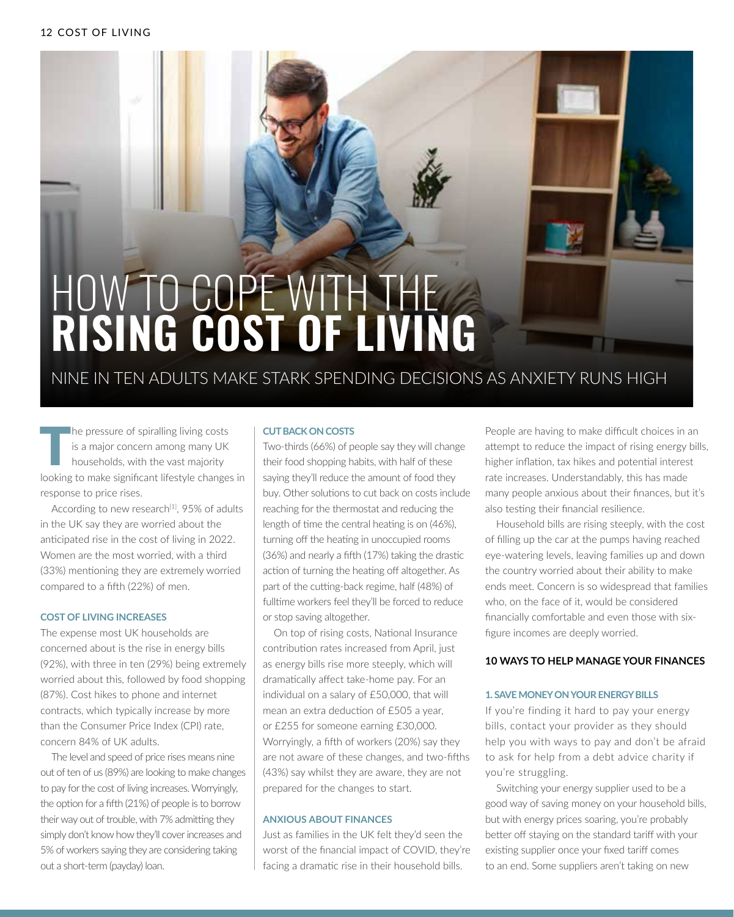# HOW TO COPE WITH THE **RISING COST OF LIVING**

## NINE IN TEN ADULTS MAKE STARK SPENDING DECISIONS AS ANXIETY RUNS HIGH

The pressure of spiralling living costs is a major concern among many UK households, with the vast majority looking to make significant lifestyle changes in response to price rises.

According to new research[1], 95% of adults in the UK say they are worried about the anticipated rise in the cost of living in 2022. Women are the most worried, with a third (33%) mentioning they are extremely worried compared to a fifth (22%) of men.

### COST OF LIVING INCREASES

The expense most UK households are concerned about is the rise in energy bills (92%), with three in ten (29%) being extremely worried about this, followed by food shopping (87%). Cost hikes to phone and internet contracts, which typically increase by more than the Consumer Price Index (CPI) rate, concern 84% of UK adults.

The level and speed of price rises means nine out of ten of us (89%) are looking to make changes to pay for the cost of living increases. Worryingly, the option for a fifth (21%) of people is to borrow their way out of trouble, with 7% admitting they simply don't know how they'll cover increases and 5% of workers saying they are considering taking out a short-term (payday) loan.

### CUT BACK ON COSTS

Two-thirds (66%) of people say they will change their food shopping habits, with half of these saying they'll reduce the amount of food they buy. Other solutions to cut back on costs include reaching for the thermostat and reducing the length of time the central heating is on (46%), turning off the heating in unoccupied rooms (36%) and nearly a fifth (17%) taking the drastic action of turning the heating off altogether. As part of the cutting-back regime, half (48%) of fulltime workers feel they'll be forced to reduce or stop saving altogether.

On top of rising costs, National Insurance contribution rates increased from April, just as energy bills rise more steeply, which will dramatically affect take-home pay. For an individual on a salary of £50,000, that will mean an extra deduction of £505 a year, or £255 for someone earning £30,000. Worryingly, a fifth of workers (20%) say they are not aware of these changes, and two-fifths (43%) say whilst they are aware, they are not prepared for the changes to start.

### ANXIOUS ABOUT FINANCES

Just as families in the UK felt they'd seen the worst of the financial impact of COVID, they're facing a dramatic rise in their household bills.

People are having to make difficult choices in an attempt to reduce the impact of rising energy bills, higher inflation, tax hikes and potential interest rate increases. Understandably, this has made many people anxious about their finances, but it's also testing their financial resilience.

Household bills are rising steeply, with the cost of filling up the car at the pumps having reached eye-watering levels, leaving families up and down the country worried about their ability to make ends meet. Concern is so widespread that families who, on the face of it, would be considered financially comfortable and even those with six-figure incomes are deeply worried.

### 10 WAYS TO HELP MANAGE YOUR FINANCES

#### 1. SAVE MONEY ON YOUR ENERGY BILLS

If you're finding it hard to pay your energy bills, contact your provider as they should help you with ways to pay and don't be afraid to ask for help from a debt advice charity if you're struggling.

Switching your energy supplier used to be a good way of saving money on your household bills, but with energy prices soaring, you're probably better off staying on the standard tariff with your existing supplier once your fixed tariff comes to an end. Some suppliers aren't taking on new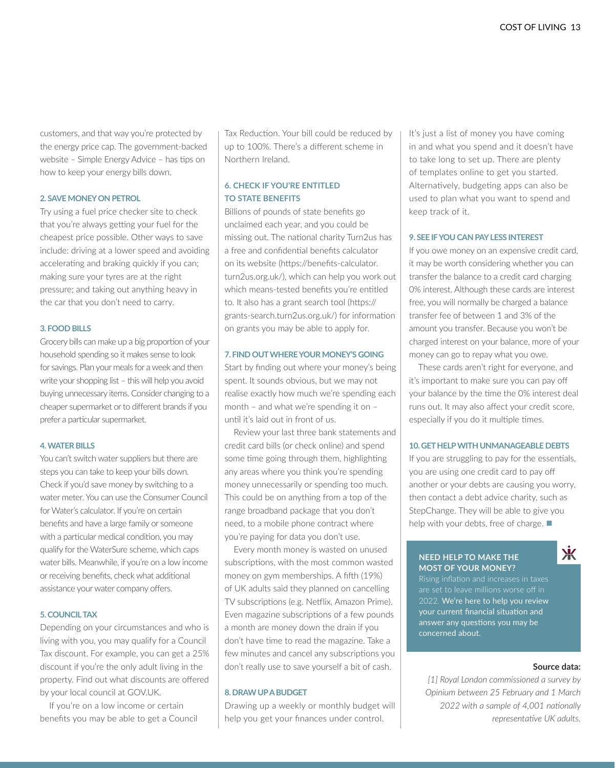customers, and that way you're protected by the energy price cap. The government-backed website – Simple Energy Advice – has tips on how to keep your energy bills down.

### 2. SAVE MONEY ON PETROL

Try using a fuel price checker site to check that you're always getting your fuel for the cheapest price possible. Other ways to save include: driving at a lower speed and avoiding accelerating and braking quickly if you can; making sure your tyres are at the right pressure; and taking out anything heavy in the car that you don't need to carry.

### 3. FOOD BILLS

Grocery bills can make up a big proportion of your household spending so it makes sense to look for savings. Plan your meals for a week and then write your shopping list – this will help you avoid buying unnecessary items. Consider changing to a cheaper supermarket or to different brands if you prefer a particular supermarket.

### 4. WATER BILLS

You can't switch water suppliers but there are steps you can take to keep your bills down. Check if you'd save money by switching to a water meter. You can use the Consumer Council for Water's calculator. If you're on certain benefits and have a large family or someone with a particular medical condition, you may qualify for the WaterSure scheme, which caps water bills. Meanwhile, if you're on a low income or receiving benefits, check what additional assistance your water company offers.

### 5. COUNCIL TAX

Depending on your circumstances and who is living with you, you may qualify for a Council Tax discount. For example, you can get a 25% discount if you're the only adult living in the property. Find out what discounts are offered by your local council at GOV.UK.

If you're on a low income or certain benefits you may be able to get a Council Tax Reduction. Your bill could be reduced by up to 100%. There's a different scheme in Northern Ireland.

### 6. CHECK IF YOU'RE ENTITLED TO STATE BENEFITS

Billions of pounds of state benefits go unclaimed each year, and you could be missing out. The national charity Turn2us has a free and confidential benefits calculator on its website (https://benefits-calculator.turn2us.org.uk/), which can help you work out which means-tested benefits you're entitled to. It also has a grant search tool (https://grants-search.turn2us.org.uk/) for information on grants you may be able to apply for.

### 7. FIND OUT WHERE YOUR MONEY'S GOING

Start by finding out where your money's being spent. It sounds obvious, but we may not realise exactly how much we're spending each month – and what we're spending it on – until it's laid out in front of us.

Review your last three bank statements and credit card bills (or check online) and spend some time going through them, highlighting any areas where you think you're spending money unnecessarily or spending too much. This could be on anything from a top of the range broadband package that you don't need, to a mobile phone contract where you're paying for data you don't use.

Every month money is wasted on unused subscriptions, with the most common wasted money on gym memberships. A fifth (19%) of UK adults said they planned on cancelling TV subscriptions (e.g. Netflix, Amazon Prime). Even magazine subscriptions of a few pounds a month are money down the drain if you don't have time to read the magazine. Take a few minutes and cancel any subscriptions you don't really use to save yourself a bit of cash.

### 8. DRAW UP A BUDGET

Drawing up a weekly or monthly budget will help you get your finances under control. It's just a list of money you have coming in and what you spend and it doesn't have to take long to set up. There are plenty of templates online to get you started. Alternatively, budgeting apps can also be used to plan what you want to spend and keep track of it.

### 9. SEE IF YOU CAN PAY LESS INTEREST

If you owe money on an expensive credit card, it may be worth considering whether you can transfer the balance to a credit card charging 0% interest. Although these cards are interest free, you will normally be charged a balance transfer fee of between 1 and 3% of the amount you transfer. Because you won't be charged interest on your balance, more of your money can go to repay what you owe.

These cards aren't right for everyone, and it's important to make sure you can pay off your balance by the time the 0% interest deal runs out. It may also affect your credit score, especially if you do it multiple times.

### 10. GET HELP WITH UNMANAGEABLE DEBTS

If you are struggling to pay for the essentials, you are using one credit card to pay off another or your debts are causing you worry, then contact a debt advice charity, such as StepChange. They will be able to give you help with your debts, free of charge. ■

**NEED HELP TO MAKE THE MOST OF YOUR MONEY?**

Rising inflation and increases in taxes are set to leave millions worse off in 2022. We're here to help you review your current financial situation and answer any questions you may be concerned about.

**Source data:**

*[1] Royal London commissioned a survey by Opinium between 25 February and 1 March 2022 with a sample of 4,001 nationally representative UK adults.*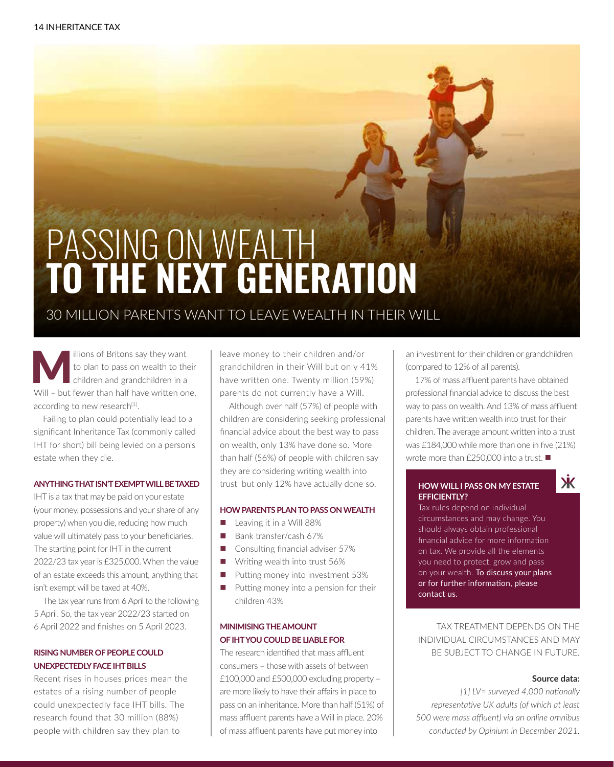# PASSING ON WEALTH **TO THE NEXT GENERATION**

## 30 MILLION PARENTS WANT TO LEAVE WEALTH IN THEIR WILL

Millions of Britons say they want to plan to pass on wealth to their children and grandchildren in a Will – but fewer than half have written one, according to new research[1].

Failing to plan could potentially lead to a significant Inheritance Tax (commonly called IHT for short) bill being levied on a person's estate when they die.

### ANYTHING THAT ISN'T EXEMPT WILL BE TAXED

IHT is a tax that may be paid on your estate (your money, possessions and your share of any property) when you die, reducing how much value will ultimately pass to your beneficiaries. The starting point for IHT in the current 2022/23 tax year is £325,000. When the value of an estate exceeds this amount, anything that isn't exempt will be taxed at 40%.

The tax year runs from 6 April to the following 5 April. So, the tax year 2022/23 started on 6 April 2022 and finishes on 5 April 2023.

### RISING NUMBER OF PEOPLE COULD UNEXPECTEDLY FACE IHT BILLS

Recent rises in houses prices mean the estates of a rising number of people could unexpectedly face IHT bills. The research found that 30 million (88%) people with children say they plan to leave money to their children and/or grandchildren in their Will but only 41% have written one. Twenty million (59%) parents do not currently have a Will.

Although over half (57%) of people with children are considering seeking professional financial advice about the best way to pass on wealth, only 13% have done so. More than half (56%) of people with children say they are considering writing wealth into trust but only 12% have actually done so.

### HOW PARENTS PLAN TO PASS ON WEALTH

- Leaving it in a Will 88%
- Bank transfer/cash 67%
- Consulting financial adviser 57%
- Writing wealth into trust 56%
- Putting money into investment 53%
- Putting money into a pension for their children 43%

### MINIMISING THE AMOUNT OF IHT YOU COULD BE LIABLE FOR

The research identified that mass affluent consumers – those with assets of between £100,000 and £500,000 excluding property – are more likely to have their affairs in place to pass on an inheritance. More than half (51%) of mass affluent parents have a Will in place. 20% of mass affluent parents have put money into an investment for their children or grandchildren (compared to 12% of all parents).

17% of mass affluent parents have obtained professional financial advice to discuss the best way to pass on wealth. And 13% of mass affluent parents have written wealth into trust for their children. The average amount written into a trust was £184,000 while more than one in five (21%) wrote more than £250,000 into a trust. ■

### HOW WILL I PASS ON MY ESTATE EFFICIENTLY?

Tax rules depend on individual circumstances and may change. You should always obtain professional financial advice for more information on tax. We provide all the elements you need to protect, grow and pass on your wealth. To discuss your plans or for further information, please contact us.

TAX TREATMENT DEPENDS ON THE INDIVIDUAL CIRCUMSTANCES AND MAY BE SUBJECT TO CHANGE IN FUTURE.

**Source data:**

*[1] LV= surveyed 4,000 nationally representative UK adults (of which at least 500 were mass affluent) via an online omnibus conducted by Opinium in December 2021.*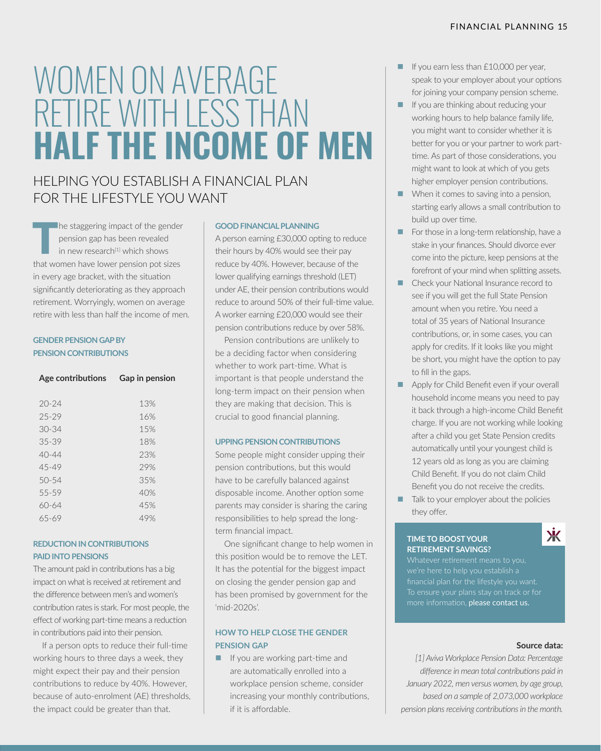# WOMEN ON AVERAGE RETIRE WITH LESS THAN **HALF THE INCOME OF MEN**

## HELPING YOU ESTABLISH A FINANCIAL PLAN FOR THE LIFESTYLE YOU WANT

The staggering impact of the gender pension gap has been revealed in new research[1] which shows that women have lower pension pot sizes in every age bracket, with the situation significantly deteriorating as they approach retirement. Worryingly, women on average retire with less than half the income of men.

### GENDER PENSION GAP BY PENSION CONTRIBUTIONS

| Age contributions | Gap in pension |
|---|---|
| 20-24 | 13% |
| 25-29 | 16% |
| 30-34 | 15% |
| 35-39 | 18% |
| 40-44 | 23% |
| 45-49 | 29% |
| 50-54 | 35% |
| 55-59 | 40% |
| 60-64 | 45% |
| 65-69 | 49% |

### REDUCTION IN CONTRIBUTIONS PAID INTO PENSIONS

The amount paid in contributions has a big impact on what is received at retirement and the difference between men's and women's contribution rates is stark. For most people, the effect of working part-time means a reduction in contributions paid into their pension.

If a person opts to reduce their full-time working hours to three days a week, they might expect their pay and their pension contributions to reduce by 40%. However, because of auto-enrolment (AE) thresholds, the impact could be greater than that.

### GOOD FINANCIAL PLANNING

A person earning £30,000 opting to reduce their hours by 40% would see their pay reduce by 40%. However, because of the lower qualifying earnings threshold (LET) under AE, their pension contributions would reduce to around 50% of their full-time value. A worker earning £20,000 would see their pension contributions reduce by over 58%.

Pension contributions are unlikely to be a deciding factor when considering whether to work part-time. What is important is that people understand the long-term impact on their pension when they are making that decision. This is crucial to good financial planning.

### UPPING PENSION CONTRIBUTIONS

Some people might consider upping their pension contributions, but this would have to be carefully balanced against disposable income. Another option some parents may consider is sharing the caring responsibilities to help spread the long-term financial impact.

One significant change to help women in this position would be to remove the LET. It has the potential for the biggest impact on closing the gender pension gap and has been promised by government for the 'mid-2020s'.

### HOW TO HELP CLOSE THE GENDER PENSION GAP

- If you are working part-time and are automatically enrolled into a workplace pension scheme, consider increasing your monthly contributions, if it is affordable.
- If you earn less than £10,000 per year, speak to your employer about your options for joining your company pension scheme.
- If you are thinking about reducing your working hours to help balance family life, you might want to consider whether it is better for you or your partner to work part-time. As part of those considerations, you might want to look at which of you gets higher employer pension contributions.
- When it comes to saving into a pension, starting early allows a small contribution to build up over time.
- For those in a long-term relationship, have a stake in your finances. Should divorce ever come into the picture, keep pensions at the forefront of your mind when splitting assets.
- Check your National Insurance record to see if you will get the full State Pension amount when you retire. You need a total of 35 years of National Insurance contributions, or, in some cases, you can apply for credits. If it looks like you might be short, you might have the option to pay to fill in the gaps.
- Apply for Child Benefit even if your overall household income means you need to pay it back through a high-income Child Benefit charge. If you are not working while looking after a child you get State Pension credits automatically until your youngest child is 12 years old as long as you are claiming Child Benefit. If you do not claim Child Benefit you do not receive the credits.
- Talk to your employer about the policies they offer.

**TIME TO BOOST YOUR RETIREMENT SAVINGS?**

Whatever retirement means to you, we're here to help you establish a financial plan for the lifestyle you want. To ensure your plans stay on track or for more information, please contact us.

**Source data:**

*[1] Aviva Workplace Pension Data: Percentage difference in mean total contributions paid in January 2022, men versus women, by age group, based on a sample of 2,073,000 workplace pension plans receiving contributions in the month.*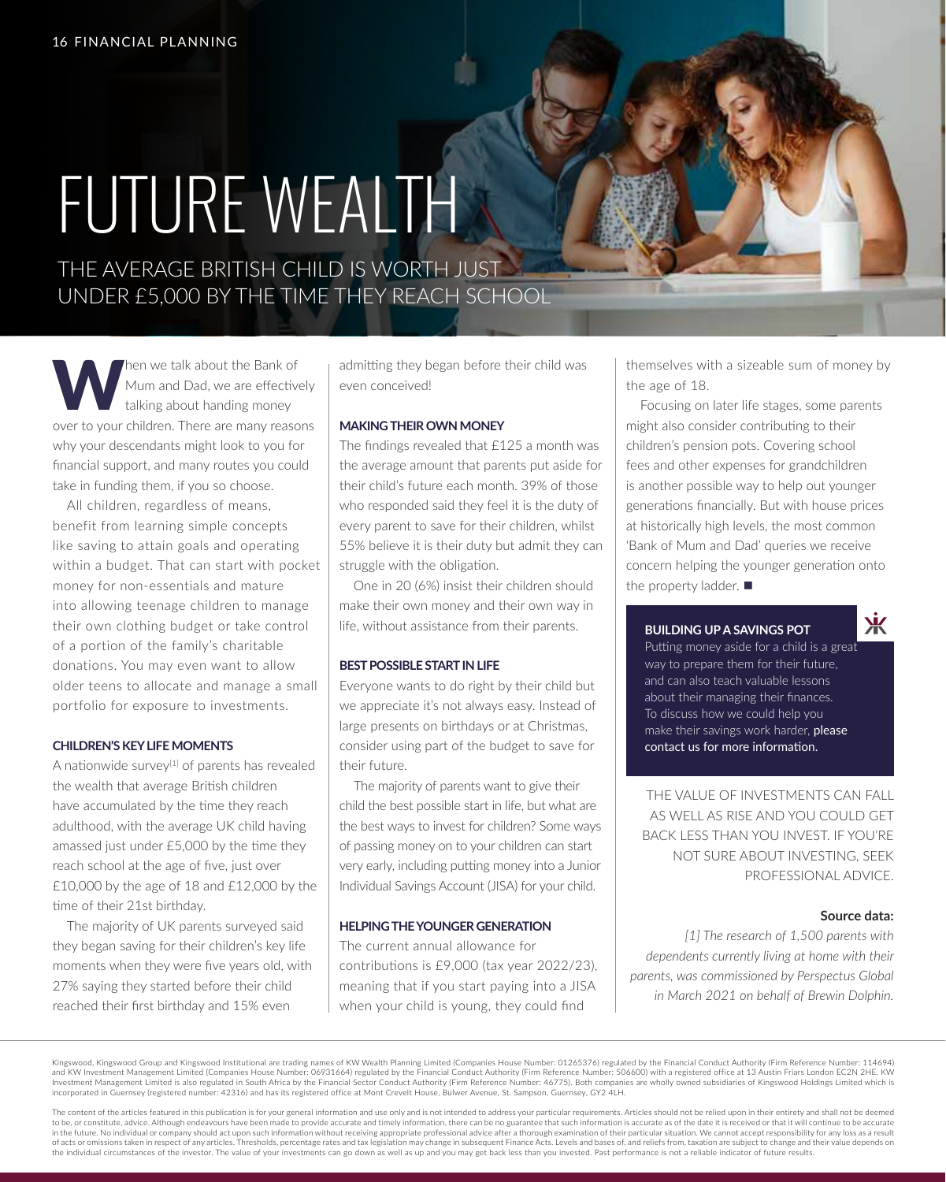# FUTURE WEALTH

## THE AVERAGE BRITISH CHILD IS WORTH JUST UNDER £5,000 BY THE TIME THEY REACH SCHOOL

When we talk about the Bank of Mum and Dad, we are effectively talking about handing money over to your children. There are many reasons why your descendants might look to you for financial support, and many routes you could take in funding them, if you so choose.

All children, regardless of means, benefit from learning simple concepts like saving to attain goals and operating within a budget. That can start with pocket money for non-essentials and mature into allowing teenage children to manage their own clothing budget or take control of a portion of the family's charitable donations. You may even want to allow older teens to allocate and manage a small portfolio for exposure to investments.

### CHILDREN'S KEY LIFE MOMENTS

A nationwide survey[1] of parents has revealed the wealth that average British children have accumulated by the time they reach adulthood, with the average UK child having amassed just under £5,000 by the time they reach school at the age of five, just over £10,000 by the age of 18 and £12,000 by the time of their 21st birthday.

The majority of UK parents surveyed said they began saving for their children's key life moments when they were five years old, with 27% saying they started before their child reached their first birthday and 15% even admitting they began before their child was even conceived!

### MAKING THEIR OWN MONEY

The findings revealed that £125 a month was the average amount that parents put aside for their child's future each month. 39% of those who responded said they feel it is the duty of every parent to save for their children, whilst 55% believe it is their duty but admit they can struggle with the obligation.

One in 20 (6%) insist their children should make their own money and their own way in life, without assistance from their parents.

### BEST POSSIBLE START IN LIFE

Everyone wants to do right by their child but we appreciate it's not always easy. Instead of large presents on birthdays or at Christmas, consider using part of the budget to save for their future.

The majority of parents want to give their child the best possible start in life, but what are the best ways to invest for children? Some ways of passing money on to your children can start very early, including putting money into a Junior Individual Savings Account (JISA) for your child.

### HELPING THE YOUNGER GENERATION

The current annual allowance for contributions is £9,000 (tax year 2022/23), meaning that if you start paying into a JISA when your child is young, they could find themselves with a sizeable sum of money by the age of 18.

Focusing on later life stages, some parents might also consider contributing to their children's pension pots. Covering school fees and other expenses for grandchildren is another possible way to help out younger generations financially. But with house prices at historically high levels, the most common 'Bank of Mum and Dad' queries we receive concern helping the younger generation onto the property ladder. ■

**BUILDING UP A SAVINGS POT**

Putting money aside for a child is a great way to prepare them for their future, and can also teach valuable lessons about their managing their finances. To discuss how we could help you make their savings work harder, please contact us for more information.

THE VALUE OF INVESTMENTS CAN FALL AS WELL AS RISE AND YOU COULD GET BACK LESS THAN YOU INVEST. IF YOU'RE NOT SURE ABOUT INVESTING, SEEK PROFESSIONAL ADVICE.

**Source data:**

*[1] The research of 1,500 parents with dependents currently living at home with their parents, was commissioned by Perspectus Global in March 2021 on behalf of Brewin Dolphin.*

Kingswood, Kingswood Group and Kingswood Institutional are trading names of KW Wealth Planning Limited (Companies House Number: 01265376) regulated by the Financial Conduct Authority (Firm Reference Number: 114694) and KW Investment Management Limited (Companies House Number: 06931664) regulated by the Financial Conduct Authority (Firm Reference Number: 506600) with a registered office at 13 Austin Friars London EC2N 2HE. KW Investment Management Limited is also regulated in South Africa by the Financial Sector Conduct Authority (Firm Reference Number: 46775). Both companies are wholly owned subsidiaries of Kingswood Holdings Limited which is incorporated in Guernsey (registered number: 42316) and has its registered office at Mont Crevelt House, Bulwer Avenue, St. Sampson, Guernsey, GY2 4LH.

The content of the articles featured in this publication is for your general information and use only and is not intended to address your particular requirements. Articles should not be relied upon in their entirety and shall not be deemed to be, or constitute, advice. Although endeavours have been made to provide accurate and timely information, there can be no guarantee that such information is accurate as of the date it is received or that it will continue to be accurate in the future. No individual or company should act upon such information without receiving appropriate professional advice after a thorough examination of their particular situation. We cannot accept responsibility for any loss as a result of acts or omissions taken in respect of any articles. Thresholds, percentage rates and tax legislation may change in subsequent Finance Acts. Levels and bases of, and reliefs from, taxation are subject to change and their value depends on the individual circumstances of the investor. The value of your investments can go down as well as up and you may get back less than you invested. Past performance is not a reliable indicator of future results.